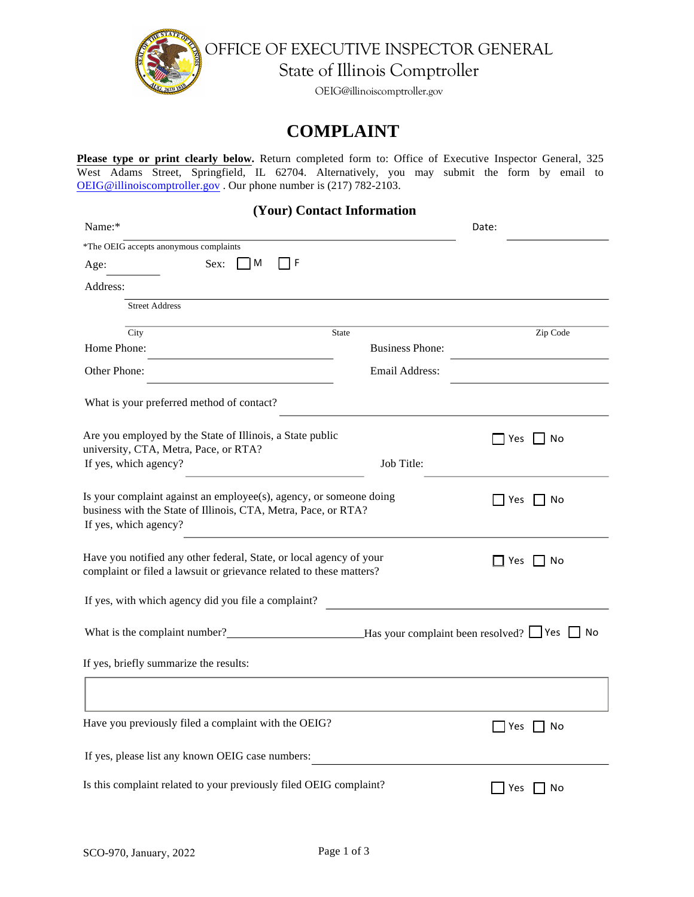# OFFICE OF EXECUTIVE INSPECTOR GENERAL

## State of Illinois Comptroller

OEIG@illinoiscomptroller.gov

# COMPLAINT

**Please type or print clearly below.** Return completed form to: Office of Executive Inspector General, 325 West Adams Street, Springfield, IL 62704. Alternatively, you may submit the form by email to OEIG@illinoiscomptroller.gov . Our phone number is (217) 782-2103.

### (Your) Contact Information

Name:* ______________________________ Date: ______________

*The OEIG accepts anonymous complaints

Age: ________ Sex: ☐ M ☐ F

Address: ____________________________________________

Street Address

____________________________________________

City State Zip Code

Home Phone: ________________ Business Phone: ________________

Other Phone: ________________ Email Address: ________________

What is your preferred method of contact? ______________________

Are you employed by the State of Illinois, a State public university, CTA, Metra, Pace, or RTA? ☐ Yes ☐ No

If yes, which agency? ________________ Job Title: ________________

Is your complaint against an employee(s), agency, or someone doing business with the State of Illinois, CTA, Metra, Pace, or RTA? ☐ Yes ☐ No

If yes, which agency? ____________________________________________

Have you notified any other federal, State, or local agency of your complaint or filed a lawsuit or grievance related to these matters? ☐ Yes ☐ No

If yes, with which agency did you file a complaint? ______________________

What is the complaint number?________________ Has your complaint been resolved? ☐ Yes ☐ No

If yes, briefly summarize the results:

| |
|---|
| |

Have you previously filed a complaint with the OEIG? ☐ Yes ☐ No

If yes, please list any known OEIG case numbers: ______________________

Is this complaint related to your previously filed OEIG complaint? ☐ Yes ☐ No

SCO-970, January, 2022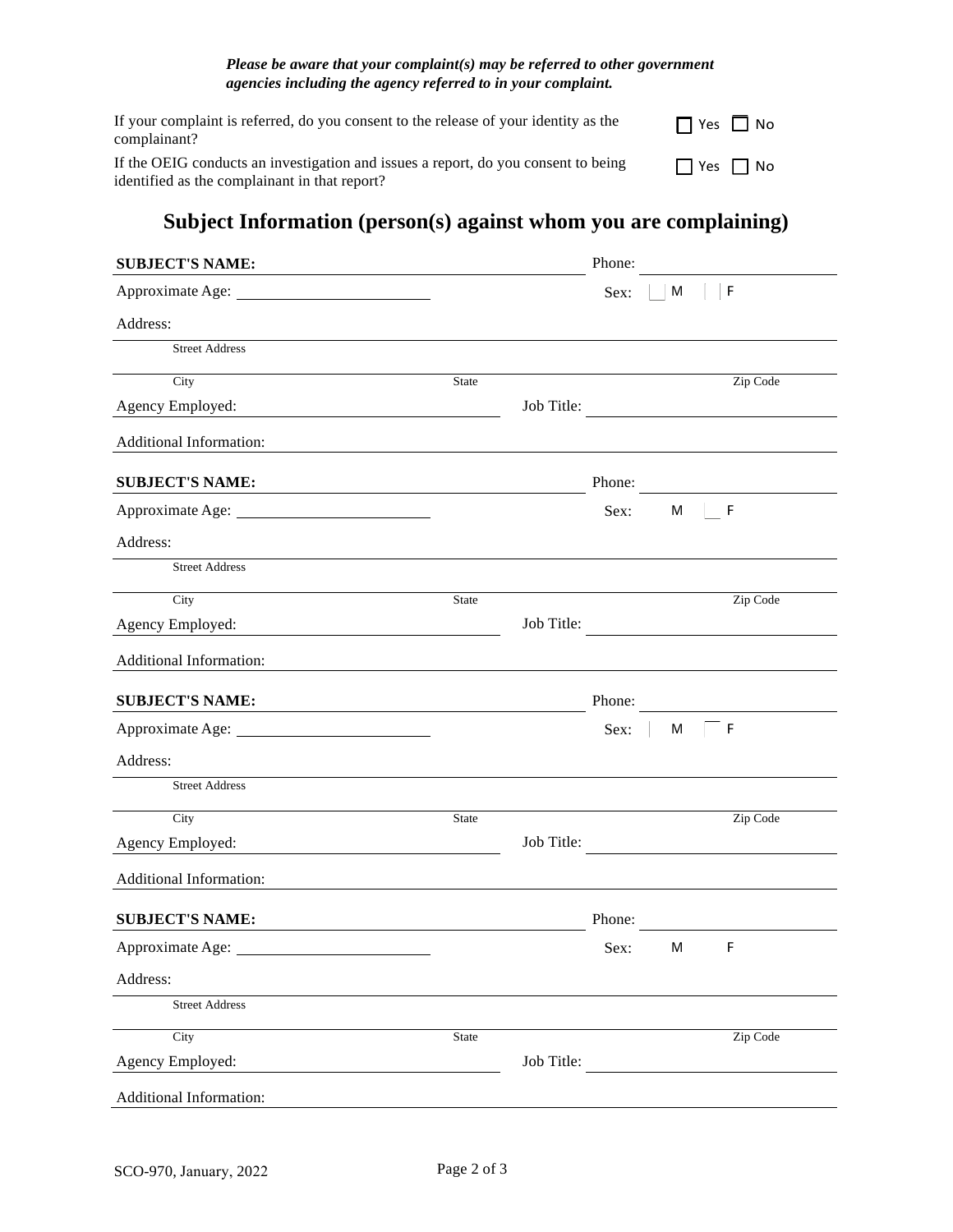***Please be aware that your complaint(s) may be referred to other government agencies including the agency referred to in your complaint.***

If your complaint is referred, do you consent to the release of your identity as the complainant? ☐ Yes ☐ No

If the OEIG conducts an investigation and issues a report, do you consent to being identified as the complainant in that report? ☐ Yes ☐ No

# Subject Information (person(s) against whom you are complaining)

**SUBJECT'S NAME:** ______________________ Phone: ______________

Approximate Age: ______________ Sex: ☐ M ☐ F

Address:

______________________________________________
Street Address

______________________________________________
City State Zip Code

Agency Employed: ______________ Job Title: ______________

Additional Information: ______________________________

**SUBJECT'S NAME:** ______________________ Phone: ______________

Approximate Age: ______________ Sex: ☐ M ☐ F

Address:

______________________________________________
Street Address

______________________________________________
City State Zip Code

Agency Employed: ______________ Job Title: ______________

Additional Information: ______________________________

**SUBJECT'S NAME:** ______________________ Phone: ______________

Approximate Age: ______________ Sex: ☐ M ☐ F

Address:

______________________________________________
Street Address

______________________________________________
City State Zip Code

Agency Employed: ______________ Job Title: ______________

Additional Information: ______________________________

**SUBJECT'S NAME:** ______________________ Phone: ______________

Approximate Age: ______________ Sex: ☐ M ☐ F

Address:

______________________________________________
Street Address

______________________________________________
City State Zip Code

Agency Employed: ______________ Job Title: ______________

Additional Information: ______________________________

SCO-970, January, 2022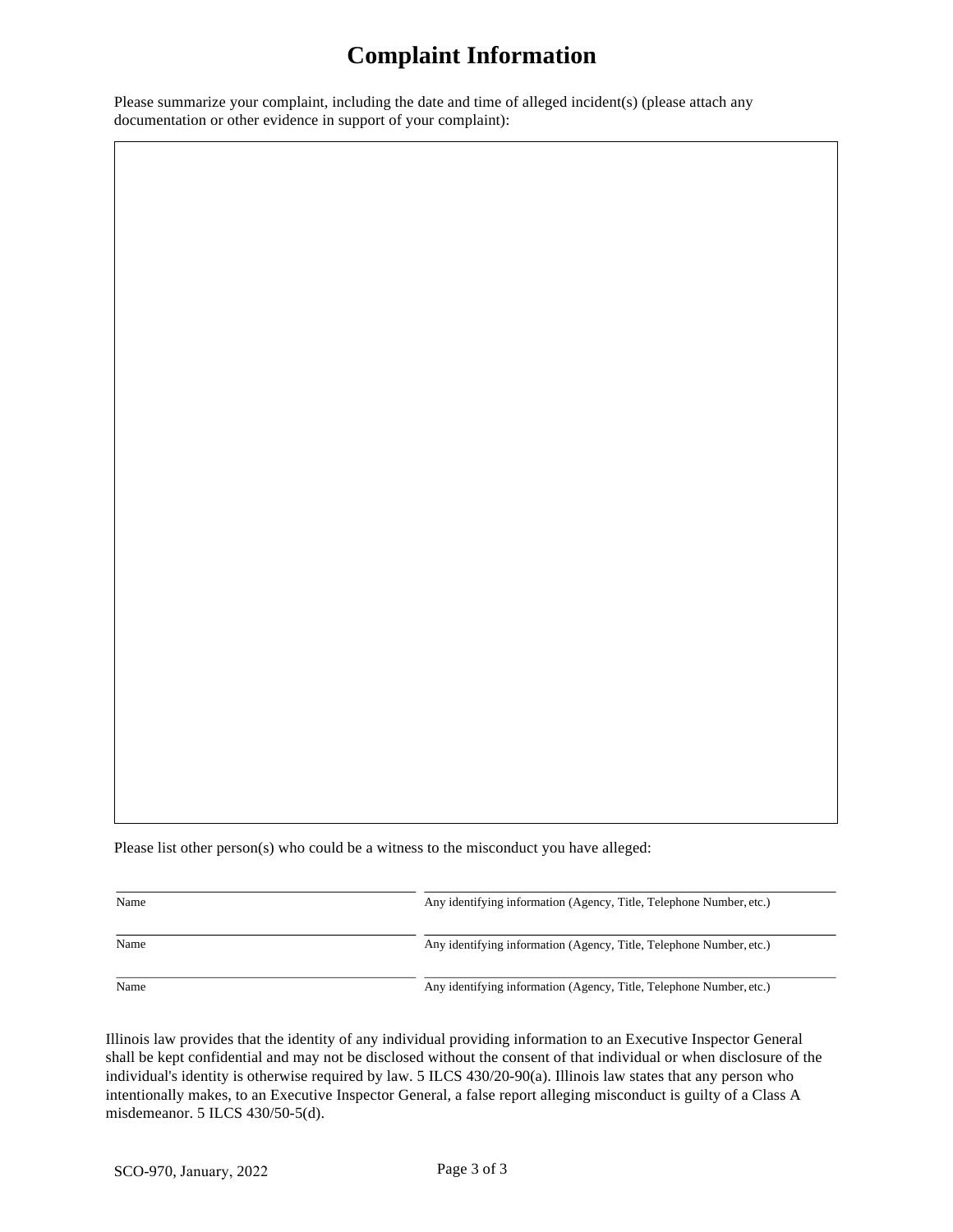# Complaint Information

Please summarize your complaint, including the date and time of alleged incident(s) (please attach any documentation or other evidence in support of your complaint):

Please list other person(s) who could be a witness to the misconduct you have alleged:

| | |
|---|---|
| Name | Any identifying information (Agency, Title, Telephone Number, etc.) |
| Name | Any identifying information (Agency, Title, Telephone Number, etc.) |
| Name | Any identifying information (Agency, Title, Telephone Number, etc.) |

Illinois law provides that the identity of any individual providing information to an Executive Inspector General shall be kept confidential and may not be disclosed without the consent of that individual or when disclosure of the individual's identity is otherwise required by law. 5 ILCS 430/20-90(a). Illinois law states that any person who intentionally makes, to an Executive Inspector General, a false report alleging misconduct is guilty of a Class A misdemeanor. 5 ILCS 430/50-5(d).

SCO-970, January, 2022